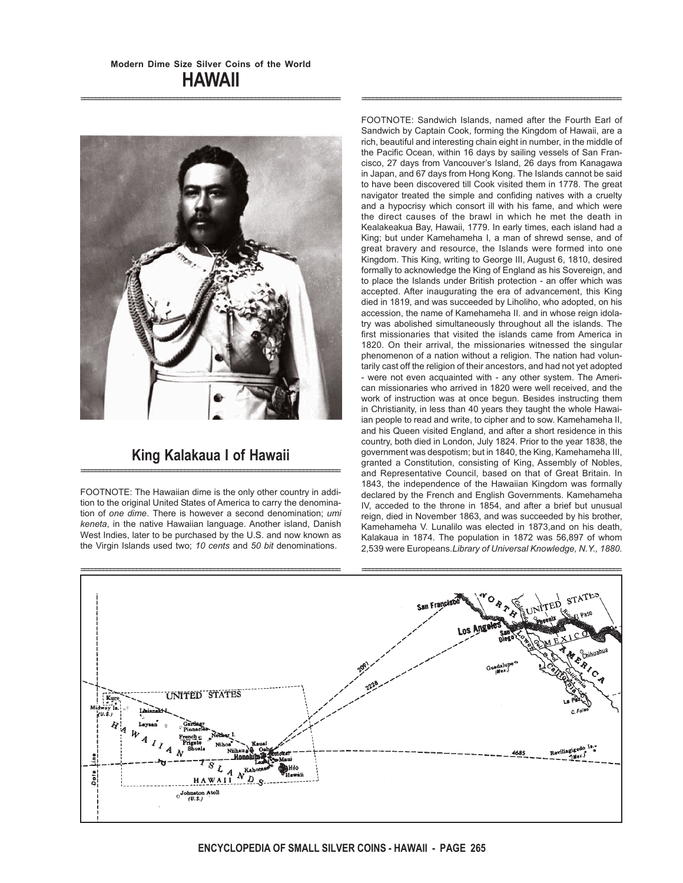Modern Dime Size Silver Coins of the World

# HAWAII

## King Kalakaua I of Hawaii

FOOTNOTE: The Hawaiian dime is the only other country in addition to the original United States of America to carry the denomination of *one dime*. There is however a second denomination; *umi keneta*, in the native Hawaiian language. Another island, Danish West Indies, later to be purchased by the U.S. and now known as the Virgin Islands used two; *10 cents* and *50 bit* denominations.

FOOTNOTE: Sandwich Islands, named after the Fourth Earl of Sandwich by Captain Cook, forming the Kingdom of Hawaii, are a rich, beautiful and interesting chain eight in number, in the middle of the Pacific Ocean, within 16 days by sailing vessels of San Francisco, 27 days from Vancouver's Island, 26 days from Kanagawa in Japan, and 67 days from Hong Kong. The Islands cannot be said to have been discovered till Cook visited them in 1778. The great navigator treated the simple and confiding natives with a cruelty and a hypocrisy which consort ill with his fame, and which were the direct causes of the brawl in which he met the death in Kealakeakua Bay, Hawaii, 1779. In early times, each island had a King; but under Kamehameha I, a man of shrewd sense, and of great bravery and resource, the Islands were formed into one Kingdom. This King, writing to George III, August 6, 1810, desired formally to acknowledge the King of England as his Sovereign, and to place the Islands under British protection - an offer which was accepted. After inaugurating the era of advancement, this King died in 1819, and was succeeded by Liholiho, who adopted, on his accession, the name of Kamehameha II. and in whose reign idolatry was abolished simultaneously throughout all the islands. The first missionaries that visited the islands came from America in 1820. On their arrival, the missionaries witnessed the singular phenomenon of a nation without a religion. The nation had voluntarily cast off the religion of their ancestors, and had not yet adopted - were not even acquainted with - any other system. The American missionaries who arrived in 1820 were well received, and the work of instruction was at once begun. Besides instructing them in Christianity, in less than 40 years they taught the whole Hawaiian people to read and write, to cipher and to sow. Kamehameha II, and his Queen visited England, and after a short residence in this country, both died in London, July 1824. Prior to the year 1838, the government was despotism; but in 1840, the King, Kamehameha III, granted a Constitution, consisting of King, Assembly of Nobles, and Representative Council, based on that of Great Britain. In 1843, the independence of the Hawaiian Kingdom was formally declared by the French and English Governments. Kamehameha IV, acceded to the throne in 1854, and after a brief but unusual reign, died in November 1863, and was succeeded by his brother, Kamehameha V. Lunalilo was elected in 1873,and on his death, Kalakaua in 1874. The population in 1872 was 56,897 of whom 2,539 were Europeans.*Library of Universal Knowledge, N.Y., 1880.*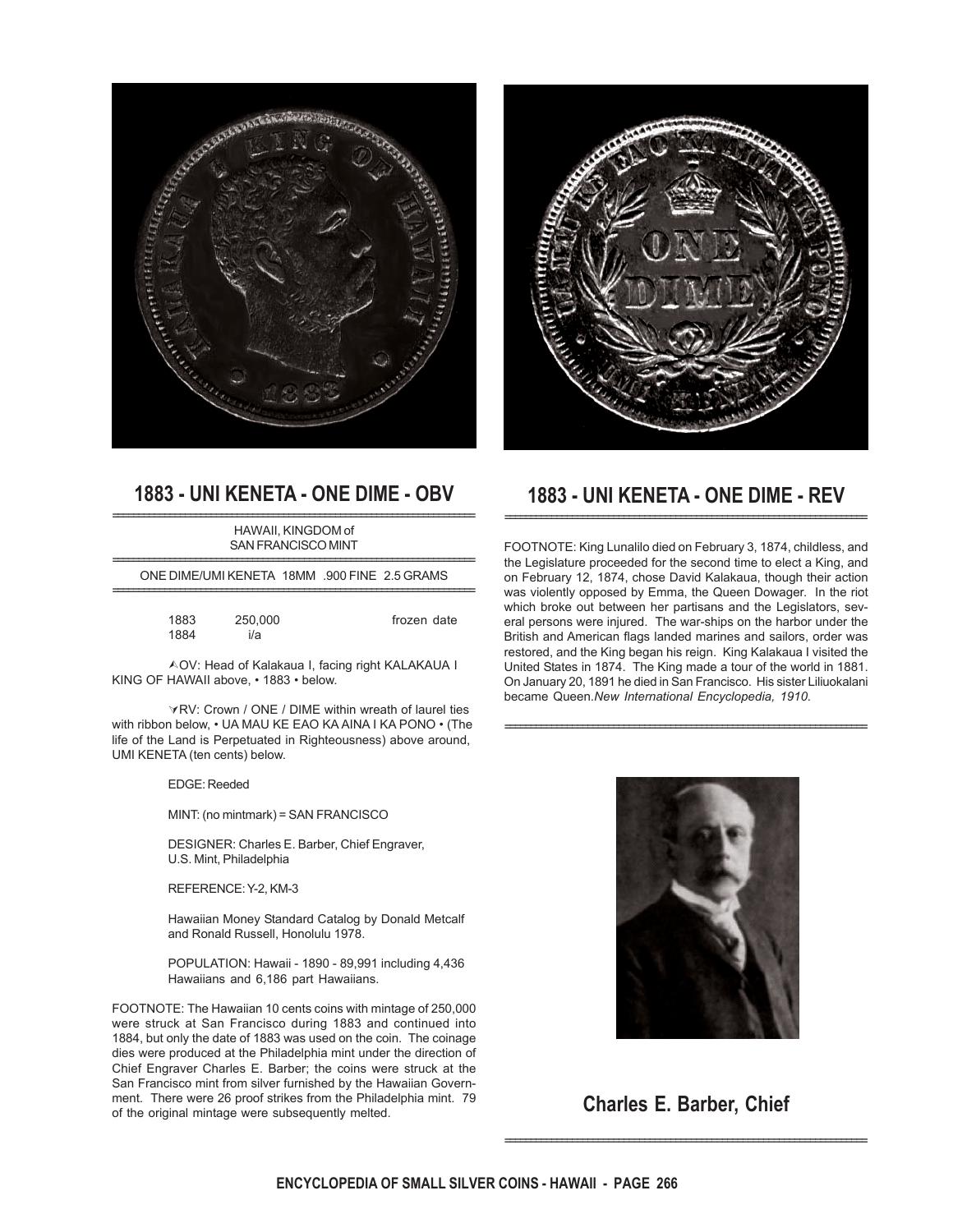## 1883 - UNI KENETA - ONE DIME - OBV

HAWAII, KINGDOM of
SAN FRANCISCO MINT

ONE DIME/UMI KENETA 18MM .900 FINE 2.5 GRAMS

| | | |
|---|---|---|
| 1883 | 250,000 | frozen date |
| 1884 | i/a | |

OV: Head of Kalakaua I, facing right KALAKAUA I KING OF HAWAII above, • 1883 • below.

RV: Crown / ONE / DIME within wreath of laurel ties with ribbon below, • UA MAU KE EAO KA AINA I KA PONO • (The life of the Land is Perpetuated in Righteousness) above around, UMI KENETA (ten cents) below.

EDGE: Reeded

MINT: (no mintmark) = SAN FRANCISCO

DESIGNER: Charles E. Barber, Chief Engraver, U.S. Mint, Philadelphia

REFERENCE: Y-2, KM-3

Hawaiian Money Standard Catalog by Donald Metcalf and Ronald Russell, Honolulu 1978.

POPULATION: Hawaii - 1890 - 89,991 including 4,436 Hawaiians and 6,186 part Hawaiians.

FOOTNOTE: The Hawaiian 10 cents coins with mintage of 250,000 were struck at San Francisco during 1883 and continued into 1884, but only the date of 1883 was used on the coin. The coinage dies were produced at the Philadelphia mint under the direction of Chief Engraver Charles E. Barber; the coins were struck at the San Francisco mint from silver furnished by the Hawaiian Government. There were 26 proof strikes from the Philadelphia mint. 79 of the original mintage were subsequently melted.

## 1883 - UNI KENETA - ONE DIME - REV

FOOTNOTE: King Lunalilo died on February 3, 1874, childless, and the Legislature proceeded for the second time to elect a King, and on February 12, 1874, chose David Kalakaua, though their action was violently opposed by Emma, the Queen Dowager. In the riot which broke out between her partisans and the Legislators, several persons were injured. The war-ships on the harbor under the British and American flags landed marines and sailors, order was restored, and the King began his reign. King Kalakaua I visited the United States in 1874. The King made a tour of the world in 1881. On January 20, 1891 he died in San Francisco. His sister Liliuokalani became Queen. *New International Encyclopedia, 1910.*

**Charles E. Barber, Chief**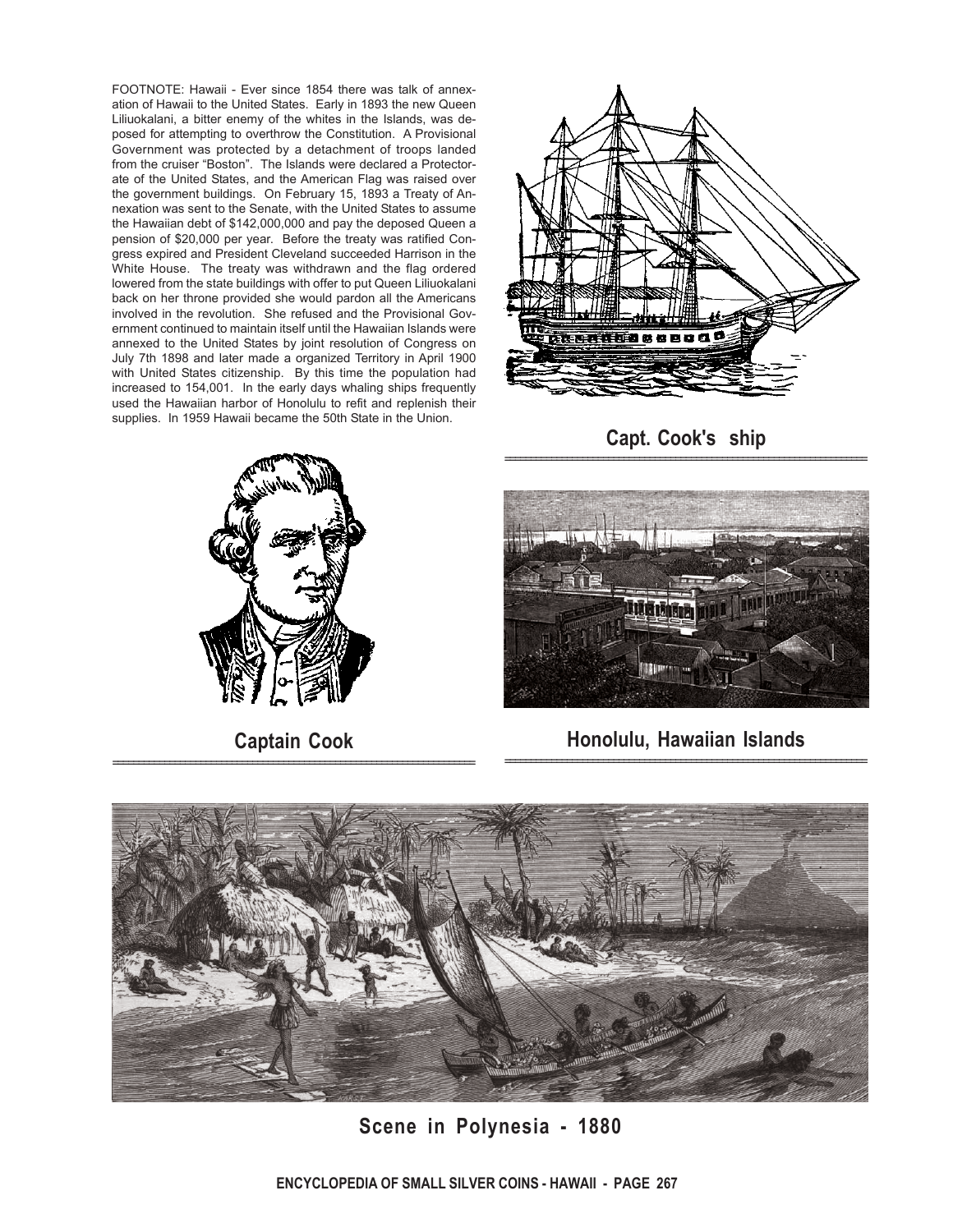FOOTNOTE: Hawaii - Ever since 1854 there was talk of annexation of Hawaii to the United States. Early in 1893 the new Queen Liliuokalani, a bitter enemy of the whites in the Islands, was deposed for attempting to overthrow the Constitution. A Provisional Government was protected by a detachment of troops landed from the cruiser "Boston". The Islands were declared a Protectorate of the United States, and the American Flag was raised over the government buildings. On February 15, 1893 a Treaty of Annexation was sent to the Senate, with the United States to assume the Hawaiian debt of $142,000,000 and pay the deposed Queen a pension of $20,000 per year. Before the treaty was ratified Congress expired and President Cleveland succeeded Harrison in the White House. The treaty was withdrawn and the flag ordered lowered from the state buildings with offer to put Queen Liliuokalani back on her throne provided she would pardon all the Americans involved in the revolution. She refused and the Provisional Government continued to maintain itself until the Hawaiian Islands were annexed to the United States by joint resolution of Congress on July 7th 1898 and later made a organized Territory in April 1900 with United States citizenship. By this time the population had increased to 154,001. In the early days whaling ships frequently used the Hawaiian harbor of Honolulu to refit and replenish their supplies. In 1959 Hawaii became the 50th State in the Union.

**Capt. Cook's ship**

**Captain Cook**

**Honolulu, Hawaiian Islands**

**Scene in Polynesia - 1880**